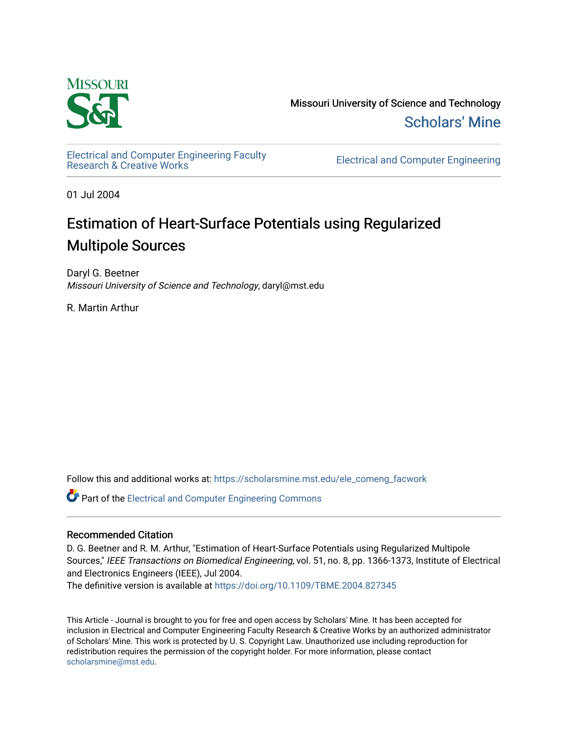Missouri University of Science and Technology

Scholars' Mine

Electrical and Computer Engineering Faculty Research & Creative Works

Electrical and Computer Engineering

01 Jul 2004

# Estimation of Heart-Surface Potentials using Regularized Multipole Sources

Daryl G. Beetner
*Missouri University of Science and Technology*, daryl@mst.edu

R. Martin Arthur

Follow this and additional works at: https://scholarsmine.mst.edu/ele_comeng_facwork

Part of the Electrical and Computer Engineering Commons

## Recommended Citation

D. G. Beetner and R. M. Arthur, "Estimation of Heart-Surface Potentials using Regularized Multipole Sources," *IEEE Transactions on Biomedical Engineering*, vol. 51, no. 8, pp. 1366-1373, Institute of Electrical and Electronics Engineers (IEEE), Jul 2004.
The definitive version is available at https://doi.org/10.1109/TBME.2004.827345

This Article - Journal is brought to you for free and open access by Scholars' Mine. It has been accepted for inclusion in Electrical and Computer Engineering Faculty Research & Creative Works by an authorized administrator of Scholars' Mine. This work is protected by U. S. Copyright Law. Unauthorized use including reproduction for redistribution requires the permission of the copyright holder. For more information, please contact scholarsmine@mst.edu.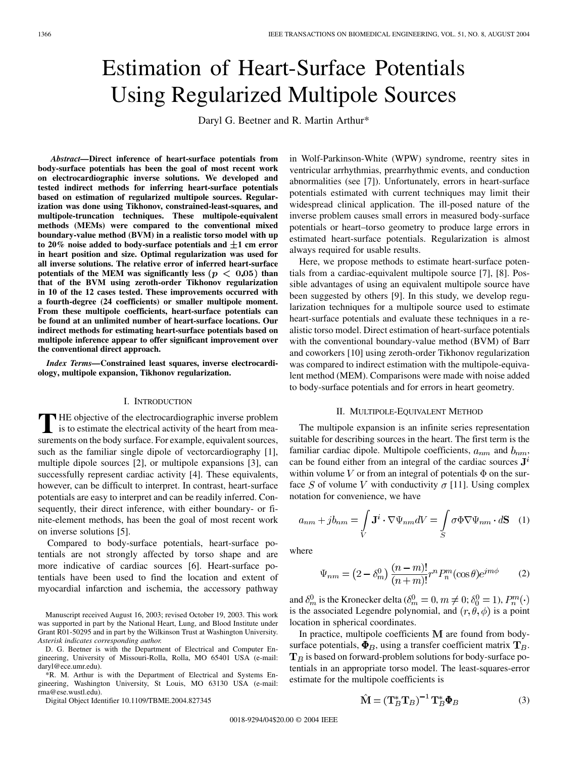# Estimation of Heart-Surface Potentials Using Regularized Multipole Sources

Daryl G. Beetner and R. Martin Arthur*

***Abstract*—Direct inference of heart-surface potentials from body-surface potentials has been the goal of most recent work on electrocardiographic inverse solutions. We developed and tested indirect methods for inferring heart-surface potentials based on estimation of regularized multipole sources. Regularization was done using Tikhonov, constrained-least-squares, and multipole-truncation techniques. These multipole-equivalent methods (MEMs) were compared to the conventional mixed boundary-value method (BVM) in a realistic torso model with up to 20% noise added to body-surface potentials and ±1 cm error in heart position and size. Optimal regularization was used for all inverse solutions. The relative error of inferred heart-surface potentials of the MEM was significantly less ($p < 0.05$) than that of the BVM using zeroth-order Tikhonov regularization in 10 of the 12 cases tested. These improvements occurred with a fourth-degree (24 coefficients) or smaller multipole moment. From these multipole coefficients, heart-surface potentials can be found at an unlimited number of heart-surface locations. Our indirect methods for estimating heart-surface potentials based on multipole inference appear to offer significant improvement over the conventional direct approach.**

***Index Terms*—Constrained least squares, inverse electrocardiology, multipole expansion, Tikhonov regularization.**

## I. Introduction

The objective of the electrocardiographic inverse problem is to estimate the electrical activity of the heart from measurements on the body surface. For example, equivalent sources, such as the familiar single dipole of vectorcardiography [1], multiple dipole sources [2], or multipole expansions [3], can successfully represent cardiac activity [4]. These equivalents, however, can be difficult to interpret. In contrast, heart-surface potentials are easy to interpret and can be readily inferred. Consequently, their direct inference, with either boundary- or finite-element methods, has been the goal of most recent work on inverse solutions [5].

Compared to body-surface potentials, heart-surface potentials are not strongly affected by torso shape and are more indicative of cardiac sources [6]. Heart-surface potentials have been used to find the location and extent of myocardial infarction and ischemia, the accessory pathway in Wolf-Parkinson-White (WPW) syndrome, reentry sites in ventricular arrhythmias, prearrhythmic events, and conduction abnormalities (see [7]). Unfortunately, errors in heart-surface potentials estimated with current techniques may limit their widespread clinical application. The ill-posed nature of the inverse problem causes small errors in measured body-surface potentials or heart–torso geometry to produce large errors in estimated heart-surface potentials. Regularization is almost always required for usable results.

Here, we propose methods to estimate heart-surface potentials from a cardiac-equivalent multipole source [7], [8]. Possible advantages of using an equivalent multipole source have been suggested by others [9]. In this study, we develop regularization techniques for a multipole source used to estimate heart-surface potentials and evaluate these techniques in a realistic torso model. Direct estimation of heart-surface potentials with the conventional boundary-value method (BVM) of Barr and coworkers [10] using zeroth-order Tikhonov regularization was compared to indirect estimation with the multipole-equivalent method (MEM). Comparisons were made with noise added to body-surface potentials and for errors in heart geometry.

## II. Multipole-Equivalent Method

The multipole expansion is an infinite series representation suitable for describing sources in the heart. The first term is the familiar cardiac dipole. Multipole coefficients, $a_{nm}$ and $b_{nm}$, can be found either from an integral of the cardiac sources $\mathbf{J}^i$ within volume $V$ or from an integral of potentials $\Phi$ on the surface $S$ of volume $V$ with conductivity $\sigma$ [11]. Using complex notation for convenience, we have

$$a_{nm} + jb_{nm} = \int_V \mathbf{J}^i \cdot \nabla\Psi_{nm} dV = \int_S \sigma\Phi\nabla\Psi_{nm} \cdot d\mathbf{S} \quad (1)$$

where

$$\Psi_{nm} = \left(2 - \delta_m^0\right)\frac{(n-m)!}{(n+m)!} r^n P_n^m(\cos\theta)e^{jm\phi} \quad (2)$$

and $\delta_m^0$ is the Kronecker delta ($\delta_m^0 = 0, m \neq 0; \delta_0^0 = 1$), $P_n^m(\cdot)$ is the associated Legendre polynomial, and $(r, \theta, \phi)$ is a point location in spherical coordinates.

In practice, multipole coefficients $\mathbf{M}$ are found from body-surface potentials, $\mathbf{\Phi}_B$, using a transfer coefficient matrix $\mathbf{T}_B$. $\mathbf{T}_B$ is based on forward-problem solutions for body-surface potentials in an appropriate torso model. The least-squares-error estimate for the multipole coefficients is

$$\hat{\mathbf{M}} = \left(\mathbf{T}_B^* \mathbf{T}_B\right)^{-1} \mathbf{T}_B^* \mathbf{\Phi}_B \quad (3)$$

Manuscript received August 16, 2003; revised October 19, 2003. This work was supported in part by the National Heart, Lung, and Blood Institute under Grant R01-50295 and in part by the Wilkinson Trust at Washington University. *Asterisk indicates corresponding author.*

D. G. Beetner is with the Department of Electrical and Computer Engineering, University of Missouri-Rolla, Rolla, MO 65401 USA (e-mail: daryl@ece.umr.edu).

*R. M. Arthur is with the Department of Electrical and Systems Engineering, Washington University, St Louis, MO 63130 USA (e-mail: rma@ese.wustl.edu).

Digital Object Identifier 10.1109/TBME.2004.827345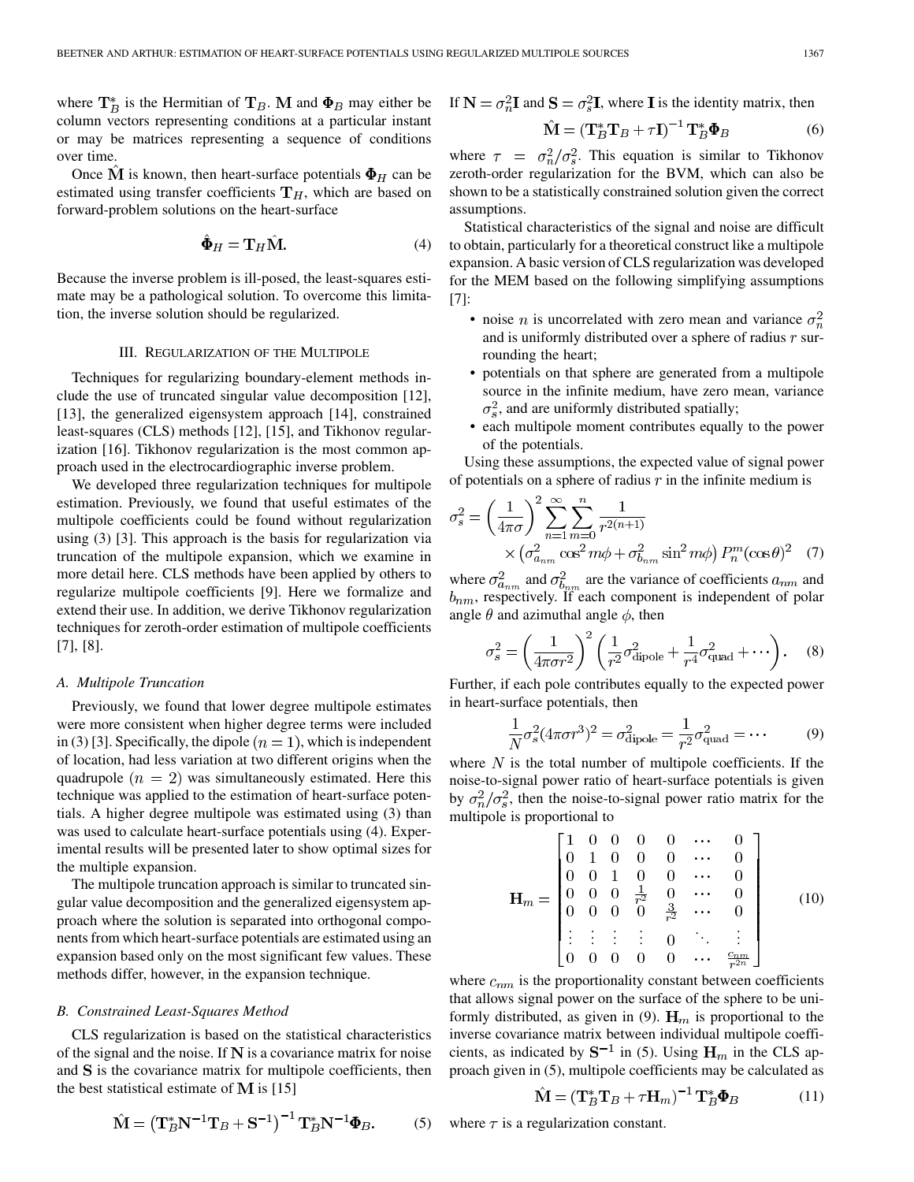where $\mathbf{T}_B^*$ is the Hermitian of $\mathbf{T}_B$. $\mathbf{M}$ and $\mathbf{\Phi}_B$ may either be column vectors representing conditions at a particular instant or may be matrices representing a sequence of conditions over time.

Once $\hat{\mathbf{M}}$ is known, then heart-surface potentials $\mathbf{\Phi}_H$ can be estimated using transfer coefficients $\mathbf{T}_H$, which are based on forward-problem solutions on the heart-surface

$$\hat{\mathbf{\Phi}}_H = \mathbf{T}_H \hat{\mathbf{M}}. \tag{4}$$

Because the inverse problem is ill-posed, the least-squares estimate may be a pathological solution. To overcome this limitation, the inverse solution should be regularized.

## III. Regularization of the Multipole

Techniques for regularizing boundary-element methods include the use of truncated singular value decomposition [12], [13], the generalized eigensystem approach [14], constrained least-squares (CLS) methods [12], [15], and Tikhonov regularization [16]. Tikhonov regularization is the most common approach used in the electrocardiographic inverse problem.

We developed three regularization techniques for multipole estimation. Previously, we found that useful estimates of the multipole coefficients could be found without regularization using (3) [3]. This approach is the basis for regularization via truncation of the multipole expansion, which we examine in more detail here. CLS methods have been applied by others to regularize multipole coefficients [9]. Here we formalize and extend their use. In addition, we derive Tikhonov regularization techniques for zeroth-order estimation of multipole coefficients [7], [8].

### A. Multipole Truncation

Previously, we found that lower degree multipole estimates were more consistent when higher degree terms were included in (3) [3]. Specifically, the dipole $(n = 1)$, which is independent of location, had less variation at two different origins when the quadrupole $(n = 2)$ was simultaneously estimated. Here this technique was applied to the estimation of heart-surface potentials. A higher degree multipole was estimated using (3) than was used to calculate heart-surface potentials using (4). Experimental results will be presented later to show optimal sizes for the multiple expansion.

The multipole truncation approach is similar to truncated singular value decomposition and the generalized eigensystem approach where the solution is separated into orthogonal components from which heart-surface potentials are estimated using an expansion based only on the most significant few values. These methods differ, however, in the expansion technique.

### B. Constrained Least-Squares Method

CLS regularization is based on the statistical characteristics of the signal and the noise. If $\mathbf{N}$ is a covariance matrix for noise and $\mathbf{S}$ is the covariance matrix for multipole coefficients, then the best statistical estimate of $\mathbf{M}$ is [15]

$$\hat{\mathbf{M}} = \left(\mathbf{T}_B^* \mathbf{N}^{-1} \mathbf{T}_B + \mathbf{S}^{-1}\right)^{-1} \mathbf{T}_B^* \mathbf{N}^{-1} \mathbf{\Phi}_B. \tag{5}$$

If $\mathbf{N} = \sigma_n^2 \mathbf{I}$ and $\mathbf{S} = \sigma_s^2 \mathbf{I}$, where $\mathbf{I}$ is the identity matrix, then

$$\hat{\mathbf{M}} = \left(\mathbf{T}_B^* \mathbf{T}_B + \tau \mathbf{I}\right)^{-1} \mathbf{T}_B^* \mathbf{\Phi}_B \tag{6}$$

where $\tau = \sigma_n^2/\sigma_s^2$. This equation is similar to Tikhonov zeroth-order regularization for the BVM, which can also be shown to be a statistically constrained solution given the correct assumptions.

Statistical characteristics of the signal and noise are difficult to obtain, particularly for a theoretical construct like a multipole expansion. A basic version of CLS regularization was developed for the MEM based on the following simplifying assumptions [7]:

- noise $n$ is uncorrelated with zero mean and variance $\sigma_n^2$ and is uniformly distributed over a sphere of radius $r$ surrounding the heart;
- potentials on that sphere are generated from a multipole source in the infinite medium, have zero mean, variance $\sigma_s^2$, and are uniformly distributed spatially;
- each multipole moment contributes equally to the power of the potentials.

Using these assumptions, the expected value of signal power of potentials on a sphere of radius $r$ in the infinite medium is

$$\sigma_s^2 = \left(\frac{1}{4\pi\sigma}\right)^2 \sum_{n=1}^{\infty} \sum_{m=0}^{n} \frac{1}{r^{2(n+1)}} \times \left(\sigma_{a_{nm}}^2 \cos^2 m\phi + \sigma_{b_{nm}}^2 \sin^2 m\phi\right) P_n^m(\cos\theta)^2 \tag{7}$$

where $\sigma_{a_{nm}}^2$ and $\sigma_{b_{nm}}^2$ are the variance of coefficients $a_{nm}$ and $b_{nm}$, respectively. If each component is independent of polar angle $\theta$ and azimuthal angle $\phi$, then

$$\sigma_s^2 = \left(\frac{1}{4\pi\sigma r^2}\right)^2 \left(\frac{1}{r^2}\sigma_{\text{dipole}}^2 + \frac{1}{r^4}\sigma_{\text{quad}}^2 + \cdots\right). \tag{8}$$

Further, if each pole contributes equally to the expected power in heart-surface potentials, then

$$\frac{1}{N}\sigma_s^2 (4\pi\sigma r^3)^2 = \sigma_{\text{dipole}}^2 = \frac{1}{r^2}\sigma_{\text{quad}}^2 = \cdots \tag{9}$$

where $N$ is the total number of multipole coefficients. If the noise-to-signal power ratio of heart-surface potentials is given by $\sigma_n^2/\sigma_s^2$, then the noise-to-signal power ratio matrix for the multipole is proportional to

$$\mathbf{H}_m = \begin{bmatrix} 1 & 0 & 0 & 0 & 0 & \cdots & 0 \\ 0 & 1 & 0 & 0 & 0 & \cdots & 0 \\ 0 & 0 & 1 & 0 & 0 & \cdots & 0 \\ 0 & 0 & 0 & \frac{1}{r^2} & 0 & \cdots & 0 \\ 0 & 0 & 0 & 0 & \frac{3}{r^2} & \cdots & 0 \\ \vdots & \vdots & \vdots & \vdots & 0 & \ddots & \vdots \\ 0 & 0 & 0 & 0 & 0 & \cdots & \frac{c_{nm}}{r^{2n}} \end{bmatrix} \tag{10}$$

where $c_{nm}$ is the proportionality constant between coefficients that allows signal power on the surface of the sphere to be uniformly distributed, as given in (9). $\mathbf{H}_m$ is proportional to the inverse covariance matrix between individual multipole coefficients, as indicated by $\mathbf{S}^{-1}$ in (5). Using $\mathbf{H}_m$ in the CLS approach given in (5), multipole coefficients may be calculated as

$$\hat{\mathbf{M}} = \left(\mathbf{T}_B^* \mathbf{T}_B + \tau \mathbf{H}_m\right)^{-1} \mathbf{T}_B^* \mathbf{\Phi}_B \tag{11}$$

where $\tau$ is a regularization constant.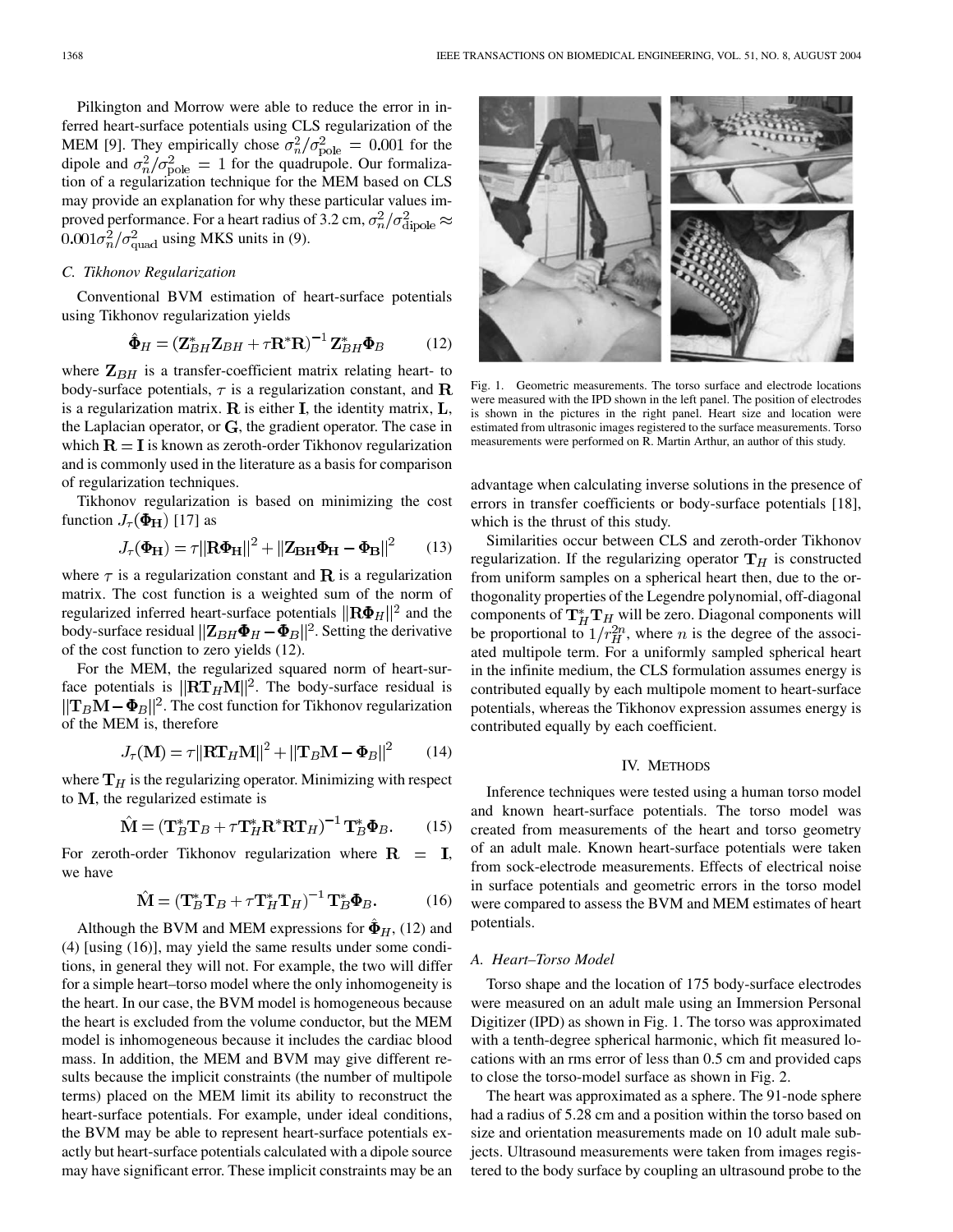Pilkington and Morrow were able to reduce the error in inferred heart-surface potentials using CLS regularization of the MEM [9]. They empirically chose $\sigma_n^2/\sigma_{\text{pole}}^2 = 0.001$ for the dipole and $\sigma_n^2/\sigma_{\text{pole}}^2 = 1$ for the quadrupole. Our formalization of a regularization technique for the MEM based on CLS may provide an explanation for why these particular values improved performance. For a heart radius of 3.2 cm, $\sigma_n^2/\sigma_{\text{dipole}}^2 \approx 0.001\sigma_n^2/\sigma_{\text{quad}}^2$ using MKS units in (9).

### C. Tikhonov Regularization

Conventional BVM estimation of heart-surface potentials using Tikhonov regularization yields

$$\hat{\mathbf{\Phi}}_H = \left(\mathbf{Z}_{BH}^* \mathbf{Z}_{BH} + \tau \mathbf{R}^* \mathbf{R}\right)^{-1} \mathbf{Z}_{BH}^* \mathbf{\Phi}_B \tag{12}$$

where $\mathbf{Z}_{BH}$ is a transfer-coefficient matrix relating heart- to body-surface potentials, $\tau$ is a regularization constant, and $\mathbf{R}$ is a regularization matrix. $\mathbf{R}$ is either $\mathbf{I}$, the identity matrix, $\mathbf{L}$, the Laplacian operator, or $\mathbf{G}$, the gradient operator. The case in which $\mathbf{R} = \mathbf{I}$ is known as zeroth-order Tikhonov regularization and is commonly used in the literature as a basis for comparison of regularization techniques.

Tikhonov regularization is based on minimizing the cost function $J_\tau(\mathbf{\Phi_H})$ [17] as

$$J_\tau(\mathbf{\Phi_H}) = \tau \|\mathbf{R}\mathbf{\Phi_H}\|^2 + \|\mathbf{Z_{BH}}\mathbf{\Phi_H} - \mathbf{\Phi_B}\|^2 \tag{13}$$

where $\tau$ is a regularization constant and $\mathbf{R}$ is a regularization matrix. The cost function is a weighted sum of the norm of regularized inferred heart-surface potentials $\|\mathbf{R}\mathbf{\Phi}_H\|^2$ and the body-surface residual $\|\mathbf{Z}_{BH}\mathbf{\Phi}_H - \mathbf{\Phi}_B\|^2$. Setting the derivative of the cost function to zero yields (12).

For the MEM, the regularized squared norm of heart-surface potentials is $\|\mathbf{R}\mathbf{T}_H\mathbf{M}\|^2$. The body-surface residual is $\|\mathbf{T}_B\mathbf{M} - \mathbf{\Phi}_B\|^2$. The cost function for Tikhonov regularization of the MEM is, therefore

$$J_\tau(\mathbf{M}) = \tau \|\mathbf{R}\mathbf{T}_H\mathbf{M}\|^2 + \|\mathbf{T}_B\mathbf{M} - \mathbf{\Phi}_B\|^2 \tag{14}$$

where $\mathbf{T}_H$ is the regularizing operator. Minimizing with respect to $\mathbf{M}$, the regularized estimate is

$$\hat{\mathbf{M}} = \left(\mathbf{T}_B^* \mathbf{T}_B + \tau \mathbf{T}_H^* \mathbf{R}^* \mathbf{R} \mathbf{T}_H\right)^{-1} \mathbf{T}_B^* \mathbf{\Phi}_B. \tag{15}$$

For zeroth-order Tikhonov regularization where $\mathbf{R} = \mathbf{I}$, we have

$$\hat{\mathbf{M}} = \left(\mathbf{T}_B^* \mathbf{T}_B + \tau \mathbf{T}_H^* \mathbf{T}_H\right)^{-1} \mathbf{T}_B^* \mathbf{\Phi}_B. \tag{16}$$

Although the BVM and MEM expressions for $\hat{\mathbf{\Phi}}_H$, (12) and (4) [using (16)], may yield the same results under some conditions, in general they will not. For example, the two will differ for a simple heart–torso model where the only inhomogeneity is the heart. In our case, the BVM model is homogeneous because the heart is excluded from the volume conductor, but the MEM model is inhomogeneous because it includes the cardiac blood mass. In addition, the MEM and BVM may give different results because the implicit constraints (the number of multipole terms) placed on the MEM limit its ability to reconstruct the heart-surface potentials. For example, under ideal conditions, the BVM may be able to represent heart-surface potentials exactly but heart-surface potentials calculated with a dipole source may have significant error. These implicit constraints may be an advantage when calculating inverse solutions in the presence of errors in transfer coefficients or body-surface potentials [18], which is the thrust of this study.

Fig. 1. Geometric measurements. The torso surface and electrode locations were measured with the IPD shown in the left panel. The position of electrodes is shown in the pictures in the right panel. Heart size and location were estimated from ultrasonic images registered to the surface measurements. Torso measurements were performed on R. Martin Arthur, an author of this study.

Similarities occur between CLS and zeroth-order Tikhonov regularization. If the regularizing operator $\mathbf{T}_H$ is constructed from uniform samples on a spherical heart then, due to the orthogonality properties of the Legendre polynomial, off-diagonal components of $\mathbf{T}_H^* \mathbf{T}_H$ will be zero. Diagonal components will be proportional to $1/r_H^{2n}$, where $n$ is the degree of the associated multipole term. For a uniformly sampled spherical heart in the infinite medium, the CLS formulation assumes energy is contributed equally by each multipole moment to heart-surface potentials, whereas the Tikhonov expression assumes energy is contributed equally by each coefficient.

## IV. Methods

Inference techniques were tested using a human torso model and known heart-surface potentials. The torso model was created from measurements of the heart and torso geometry of an adult male. Known heart-surface potentials were taken from sock-electrode measurements. Effects of electrical noise in surface potentials and geometric errors in the torso model were compared to assess the BVM and MEM estimates of heart potentials.

### A. Heart–Torso Model

Torso shape and the location of 175 body-surface electrodes were measured on an adult male using an Immersion Personal Digitizer (IPD) as shown in Fig. 1. The torso was approximated with a tenth-degree spherical harmonic, which fit measured locations with an rms error of less than 0.5 cm and provided caps to close the torso-model surface as shown in Fig. 2.

The heart was approximated as a sphere. The 91-node sphere had a radius of 5.28 cm and a position within the torso based on size and orientation measurements made on 10 adult male subjects. Ultrasound measurements were taken from images registered to the body surface by coupling an ultrasound probe to the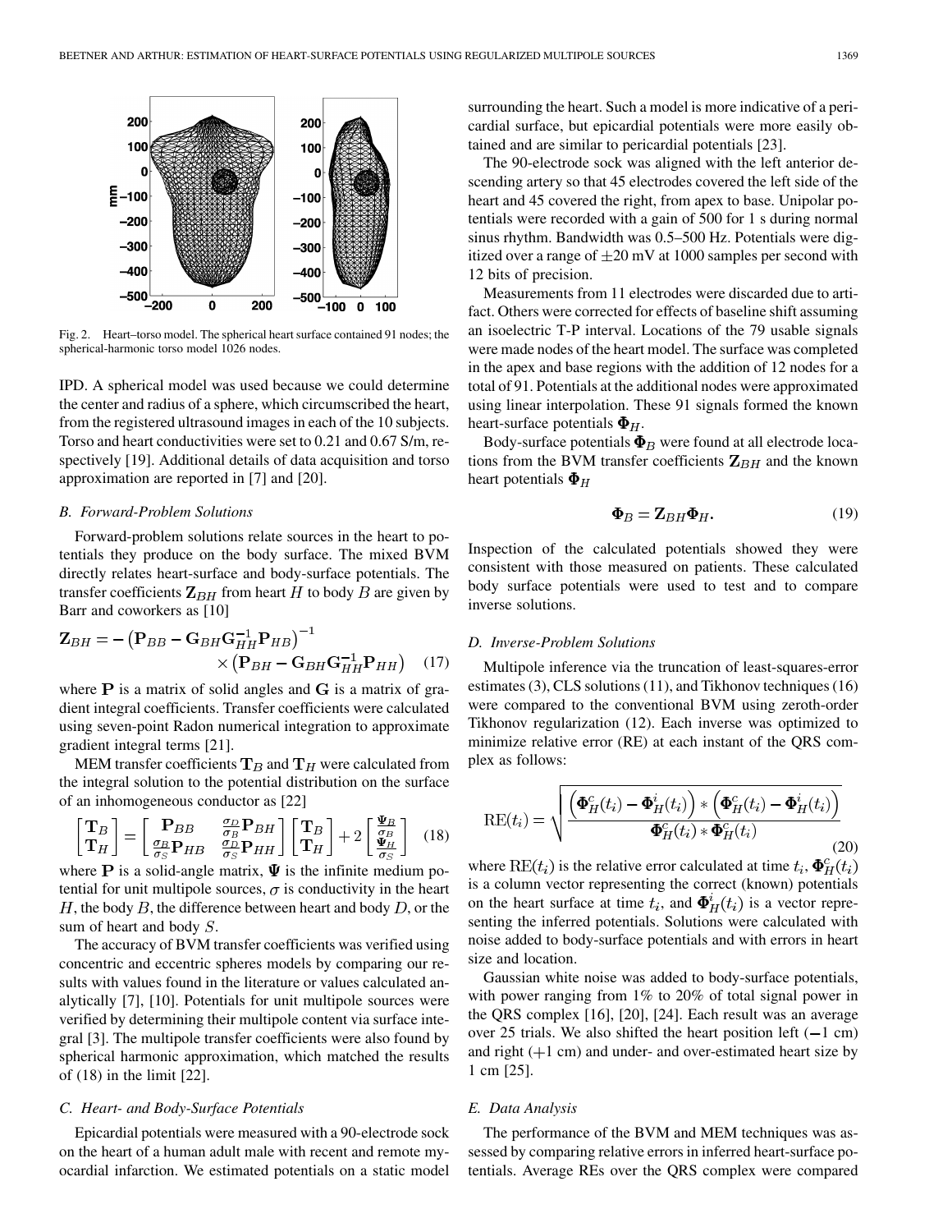Fig. 2. Heart–torso model. The spherical heart surface contained 91 nodes; the spherical-harmonic torso model 1026 nodes.

IPD. A spherical model was used because we could determine the center and radius of a sphere, which circumscribed the heart, from the registered ultrasound images in each of the 10 subjects. Torso and heart conductivities were set to 0.21 and 0.67 S/m, respectively [19]. Additional details of data acquisition and torso approximation are reported in [7] and [20].

### *B. Forward-Problem Solutions*

Forward-problem solutions relate sources in the heart to potentials they produce on the body surface. The mixed BVM directly relates heart-surface and body-surface potentials. The transfer coefficients $\mathbf{Z}_{BH}$ from heart $H$ to body $B$ are given by Barr and coworkers as [10]

$$\mathbf{Z}_{BH} = -\left(\mathbf{P}_{BB} - \mathbf{G}_{BH}\mathbf{G}_{HH}^{-1}\mathbf{P}_{HB}\right)^{-1} \times \left(\mathbf{P}_{BH} - \mathbf{G}_{BH}\mathbf{G}_{HH}^{-1}\mathbf{P}_{HH}\right) \quad (17)$$

where $\mathbf{P}$ is a matrix of solid angles and $\mathbf{G}$ is a matrix of gradient integral coefficients. Transfer coefficients were calculated using seven-point Radon numerical integration to approximate gradient integral terms [21].

MEM transfer coefficients $\mathbf{T}_B$ and $\mathbf{T}_H$ were calculated from the integral solution to the potential distribution on the surface of an inhomogeneous conductor as [22]

$$\begin{bmatrix} \mathbf{T}_B \\ \mathbf{T}_H \end{bmatrix} = \begin{bmatrix} \mathbf{P}_{BB} & \frac{\sigma_D}{\sigma_B}\mathbf{P}_{BH} \\ \frac{\sigma_B}{\sigma_S}\mathbf{P}_{HB} & \frac{\sigma_D}{\sigma_S}\mathbf{P}_{HH} \end{bmatrix} \begin{bmatrix} \mathbf{T}_B \\ \mathbf{T}_H \end{bmatrix} + 2\begin{bmatrix} \frac{\mathbf{\Psi}_B}{\sigma_B} \\ \frac{\mathbf{\Psi}_H}{\sigma_S} \end{bmatrix} \quad (18)$$

where $\mathbf{P}$ is a solid-angle matrix, $\mathbf{\Psi}$ is the infinite medium potential for unit multipole sources, $\sigma$ is conductivity in the heart $H$, the body $B$, the difference between heart and body $D$, or the sum of heart and body $S$.

The accuracy of BVM transfer coefficients was verified using concentric and eccentric spheres models by comparing our results with values found in the literature or values calculated analytically [7], [10]. Potentials for unit multipole sources were verified by determining their multipole content via surface integral [3]. The multipole transfer coefficients were also found by spherical harmonic approximation, which matched the results of (18) in the limit [22].

### *C. Heart- and Body-Surface Potentials*

Epicardial potentials were measured with a 90-electrode sock on the heart of a human adult male with recent and remote myocardial infarction. We estimated potentials on a static model surrounding the heart. Such a model is more indicative of a pericardial surface, but epicardial potentials were more easily obtained and are similar to pericardial potentials [23].

The 90-electrode sock was aligned with the left anterior descending artery so that 45 electrodes covered the left side of the heart and 45 covered the right, from apex to base. Unipolar potentials were recorded with a gain of 500 for 1 s during normal sinus rhythm. Bandwidth was 0.5–500 Hz. Potentials were digitized over a range of $\pm 20$ mV at 1000 samples per second with 12 bits of precision.

Measurements from 11 electrodes were discarded due to artifact. Others were corrected for effects of baseline shift assuming an isoelectric T-P interval. Locations of the 79 usable signals were made nodes of the heart model. The surface was completed in the apex and base regions with the addition of 12 nodes for a total of 91. Potentials at the additional nodes were approximated using linear interpolation. These 91 signals formed the known heart-surface potentials $\mathbf{\Phi}_H$.

Body-surface potentials $\mathbf{\Phi}_B$ were found at all electrode locations from the BVM transfer coefficients $\mathbf{Z}_{BH}$ and the known heart potentials $\mathbf{\Phi}_H$

$$\mathbf{\Phi}_B = \mathbf{Z}_{BH}\mathbf{\Phi}_H. \quad (19)$$

Inspection of the calculated potentials showed they were consistent with those measured on patients. These calculated body surface potentials were used to test and to compare inverse solutions.

### *D. Inverse-Problem Solutions*

Multipole inference via the truncation of least-squares-error estimates (3), CLS solutions (11), and Tikhonov techniques (16) were compared to the conventional BVM using zeroth-order Tikhonov regularization (12). Each inverse was optimized to minimize relative error (RE) at each instant of the QRS complex as follows:

$$\mathrm{RE}(t_i) = \sqrt{\frac{\left(\mathbf{\Phi}_H^c(t_i) - \mathbf{\Phi}_H^i(t_i)\right) * \left(\mathbf{\Phi}_H^c(t_i) - \mathbf{\Phi}_H^i(t_i)\right)}{\mathbf{\Phi}_H^c(t_i) * \mathbf{\Phi}_H^c(t_i)}} \quad (20)$$

where $\mathrm{RE}(t_i)$ is the relative error calculated at time $t_i$, $\mathbf{\Phi}_H^c(t_i)$ is a column vector representing the correct (known) potentials on the heart surface at time $t_i$, and $\mathbf{\Phi}_H^i(t_i)$ is a vector representing the inferred potentials. Solutions were calculated with noise added to body-surface potentials and with errors in heart size and location.

Gaussian white noise was added to body-surface potentials, with power ranging from 1% to 20% of total signal power in the QRS complex [16], [20], [24]. Each result was an average over 25 trials. We also shifted the heart position left ($-1$ cm) and right ($+1$ cm) and under- and over-estimated heart size by 1 cm [25].

### *E. Data Analysis*

The performance of the BVM and MEM techniques was assessed by comparing relative errors in inferred heart-surface potentials. Average REs over the QRS complex were compared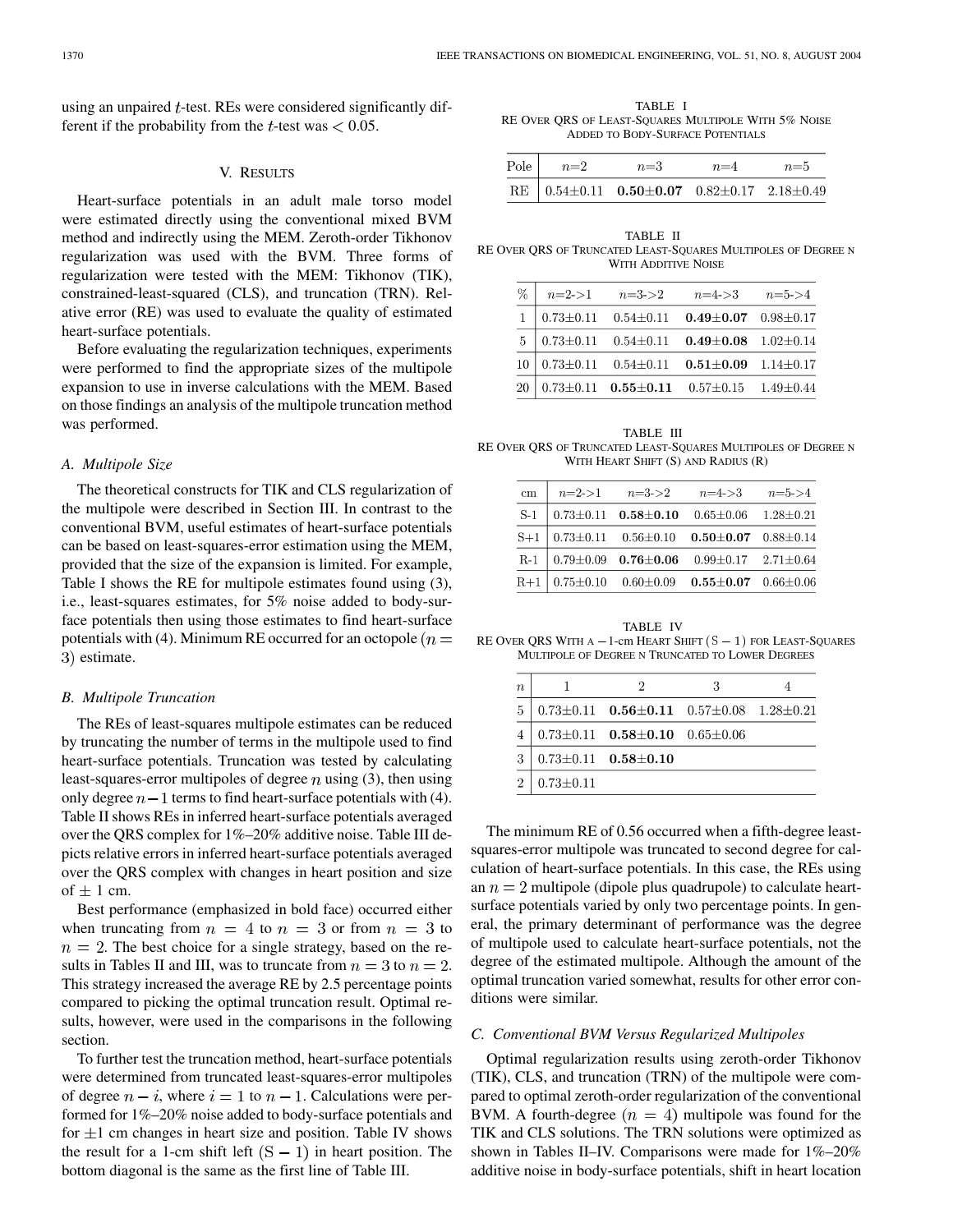using an unpaired $t$-test. REs were considered significantly different if the probability from the $t$-test was $< 0.05$.

## V. Results

Heart-surface potentials in an adult male torso model were estimated directly using the conventional mixed BVM method and indirectly using the MEM. Zeroth-order Tikhonov regularization was used with the BVM. Three forms of regularization were tested with the MEM: Tikhonov (TIK), constrained-least-squared (CLS), and truncation (TRN). Relative error (RE) was used to evaluate the quality of estimated heart-surface potentials.

Before evaluating the regularization techniques, experiments were performed to find the appropriate sizes of the multipole expansion to use in inverse calculations with the MEM. Based on those findings an analysis of the multipole truncation method was performed.

### A. Multipole Size

The theoretical constructs for TIK and CLS regularization of the multipole were described in Section III. In contrast to the conventional BVM, useful estimates of heart-surface potentials can be based on least-squares-error estimation using the MEM, provided that the size of the expansion is limited. For example, Table I shows the RE for multipole estimates found using (3), i.e., least-squares estimates, for 5% noise added to body-surface potentials then using those estimates to find heart-surface potentials with (4). Minimum RE occurred for an octopole ($n = 3$) estimate.

### B. Multipole Truncation

The REs of least-squares multipole estimates can be reduced by truncating the number of terms in the multipole used to find heart-surface potentials. Truncation was tested by calculating least-squares-error multipoles of degree $n$ using (3), then using only degree $n-1$ terms to find heart-surface potentials with (4). Table II shows REs in inferred heart-surface potentials averaged over the QRS complex for 1%–20% additive noise. Table III depicts relative errors in inferred heart-surface potentials averaged over the QRS complex with changes in heart position and size of $\pm$ 1 cm.

Best performance (emphasized in bold face) occurred either when truncating from $n = 4$ to $n = 3$ or from $n = 3$ to $n = 2$. The best choice for a single strategy, based on the results in Tables II and III, was to truncate from $n = 3$ to $n = 2$. This strategy increased the average RE by 2.5 percentage points compared to picking the optimal truncation result. Optimal results, however, were used in the comparisons in the following section.

To further test the truncation method, heart-surface potentials were determined from truncated least-squares-error multipoles of degree $n - i$, where $i = 1$ to $n - 1$. Calculations were performed for 1%–20% noise added to body-surface potentials and for $\pm 1$ cm changes in heart size and position. Table IV shows the result for a 1-cm shift left $(\text{S} - 1)$ in heart position. The bottom diagonal is the same as the first line of Table III.

TABLE I
RE Over QRS of Least-Squares Multipole With 5% Noise Added to Body-Surface Potentials

| Pole | $n$=2 | $n$=3 | $n$=4 | $n$=5 |
|---|---|---|---|---|
| RE | 0.54±0.11 | **0.50±0.07** | 0.82±0.17 | 2.18±0.49 |

TABLE II
RE Over QRS of Truncated Least-Squares Multipoles of Degree N With Additive Noise

| % | $n$=2->1 | $n$=3->2 | $n$=4->3 | $n$=5->4 |
|---|---|---|---|---|
| 1 | 0.73±0.11 | 0.54±0.11 | **0.49±0.07** | 0.98±0.17 |
| 5 | 0.73±0.11 | 0.54±0.11 | **0.49±0.08** | 1.02±0.14 |
| 10 | 0.73±0.11 | 0.54±0.11 | **0.51±0.09** | 1.14±0.17 |
| 20 | 0.73±0.11 | **0.55±0.11** | 0.57±0.15 | 1.49±0.44 |

TABLE III
RE Over QRS of Truncated Least-Squares Multipoles of Degree N With Heart Shift (S) and Radius (R)

| cm | $n$=2->1 | $n$=3->2 | $n$=4->3 | $n$=5->4 |
|---|---|---|---|---|
| S-1 | 0.73±0.11 | **0.58±0.10** | 0.65±0.06 | 1.28±0.21 |
| S+1 | 0.73±0.11 | 0.56±0.10 | **0.50±0.07** | 0.88±0.14 |
| R-1 | 0.79±0.09 | **0.76±0.06** | 0.99±0.17 | 2.71±0.64 |
| R+1 | 0.75±0.10 | 0.60±0.09 | **0.55±0.07** | 0.66±0.06 |

TABLE IV
RE Over QRS With a $-1$-cm Heart Shift $(\text{S} - 1)$ for Least-Squares Multipole of Degree N Truncated to Lower Degrees

| $n$ | 1 | 2 | 3 | 4 |
|---|---|---|---|---|
| 5 | 0.73±0.11 | **0.56±0.11** | 0.57±0.08 | 1.28±0.21 |
| 4 | 0.73±0.11 | **0.58±0.10** | 0.65±0.06 | |
| 3 | 0.73±0.11 | **0.58±0.10** | | |
| 2 | 0.73±0.11 | | | |

The minimum RE of 0.56 occurred when a fifth-degree least-squares-error multipole was truncated to second degree for calculation of heart-surface potentials. In this case, the REs using an $n = 2$ multipole (dipole plus quadrupole) to calculate heart-surface potentials varied by only two percentage points. In general, the primary determinant of performance was the degree of multipole used to calculate heart-surface potentials, not the degree of the estimated multipole. Although the amount of the optimal truncation varied somewhat, results for other error conditions were similar.

### C. Conventional BVM Versus Regularized Multipoles

Optimal regularization results using zeroth-order Tikhonov (TIK), CLS, and truncation (TRN) of the multipole were compared to optimal zeroth-order regularization of the conventional BVM. A fourth-degree ($n = 4$) multipole was found for the TIK and CLS solutions. The TRN solutions were optimized as shown in Tables II–IV. Comparisons were made for 1%–20% additive noise in body-surface potentials, shift in heart location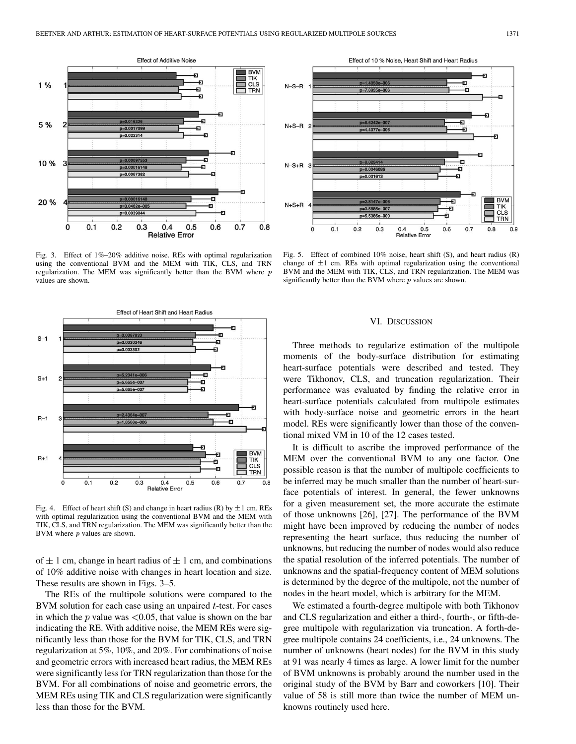Fig. 3. Effect of 1%–20% additive noise. REs with optimal regularization using the conventional BVM and the MEM with TIK, CLS, and TRN regularization. The MEM was significantly better than the BVM where $p$ values are shown.

Fig. 5. Effect of combined 10% noise, heart shift (S), and heart radius (R) change of $\pm 1$ cm. REs with optimal regularization using the conventional BVM and the MEM with TIK, CLS, and TRN regularization. The MEM was significantly better than the BVM where $p$ values are shown.

Fig. 4. Effect of heart shift (S) and change in heart radius (R) by $\pm 1$ cm. REs with optimal regularization using the conventional BVM and the MEM with TIK, CLS, and TRN regularization. The MEM was significantly better than the BVM where $p$ values are shown.

of $\pm$ 1 cm, change in heart radius of $\pm$ 1 cm, and combinations of 10% additive noise with changes in heart location and size. These results are shown in Figs. 3–5.

The REs of the multipole solutions were compared to the BVM solution for each case using an unpaired $t$-test. For cases in which the $p$ value was <0.05, that value is shown on the bar indicating the RE. With additive noise, the MEM REs were significantly less than those for the BVM for TIK, CLS, and TRN regularization at 5%, 10%, and 20%. For combinations of noise and geometric errors with increased heart radius, the MEM REs were significantly less for TRN regularization than those for the BVM. For all combinations of noise and geometric errors, the MEM REs using TIK and CLS regularization were significantly less than those for the BVM.

## VI. Discussion

Three methods to regularize estimation of the multipole moments of the body-surface distribution for estimating heart-surface potentials were described and tested. They were Tikhonov, CLS, and truncation regularization. Their performance was evaluated by finding the relative error in heart-surface potentials calculated from multipole estimates with body-surface noise and geometric errors in the heart model. REs were significantly lower than those of the conventional mixed VM in 10 of the 12 cases tested.

It is difficult to ascribe the improved performance of the MEM over the conventional BVM to any one factor. One possible reason is that the number of multipole coefficients to be inferred may be much smaller than the number of heart-surface potentials of interest. In general, the fewer unknowns for a given measurement set, the more accurate the estimate of those unknowns [26], [27]. The performance of the BVM might have been improved by reducing the number of nodes representing the heart surface, thus reducing the number of unknowns, but reducing the number of nodes would also reduce the spatial resolution of the inferred potentials. The number of unknowns and the spatial-frequency content of MEM solutions is determined by the degree of the multipole, not the number of nodes in the heart model, which is arbitrary for the MEM.

We estimated a fourth-degree multipole with both Tikhonov and CLS regularization and either a third-, fourth-, or fifth-degree multipole with regularization via truncation. A forth-degree multipole contains 24 coefficients, i.e., 24 unknowns. The number of unknowns (heart nodes) for the BVM in this study at 91 was nearly 4 times as large. A lower limit for the number of BVM unknowns is probably around the number used in the original study of the BVM by Barr and coworkers [10]. Their value of 58 is still more than twice the number of MEM unknowns routinely used here.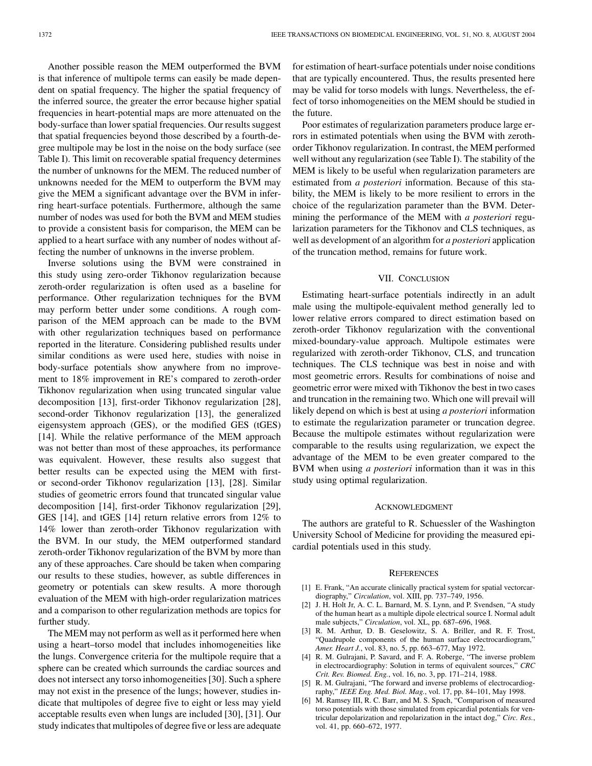Another possible reason the MEM outperformed the BVM is that inference of multipole terms can easily be made dependent on spatial frequency. The higher the spatial frequency of the inferred source, the greater the error because higher spatial frequencies in heart-potential maps are more attenuated on the body-surface than lower spatial frequencies. Our results suggest that spatial frequencies beyond those described by a fourth-degree multipole may be lost in the noise on the body surface (see Table I). This limit on recoverable spatial frequency determines the number of unknowns for the MEM. The reduced number of unknowns needed for the MEM to outperform the BVM may give the MEM a significant advantage over the BVM in inferring heart-surface potentials. Furthermore, although the same number of nodes was used for both the BVM and MEM studies to provide a consistent basis for comparison, the MEM can be applied to a heart surface with any number of nodes without affecting the number of unknowns in the inverse problem.

Inverse solutions using the BVM were constrained in this study using zero-order Tikhonov regularization because zeroth-order regularization is often used as a baseline for performance. Other regularization techniques for the BVM may perform better under some conditions. A rough comparison of the MEM approach can be made to the BVM with other regularization techniques based on performance reported in the literature. Considering published results under similar conditions as were used here, studies with noise in body-surface potentials show anywhere from no improvement to 18% improvement in RE's compared to zeroth-order Tikhonov regularization when using truncated singular value decomposition [13], first-order Tikhonov regularization [28], second-order Tikhonov regularization [13], the generalized eigensystem approach (GES), or the modified GES (tGES) [14]. While the relative performance of the MEM approach was not better than most of these approaches, its performance was equivalent. However, these results also suggest that better results can be expected using the MEM with first- or second-order Tikhonov regularization [13], [28]. Similar studies of geometric errors found that truncated singular value decomposition [14], first-order Tikhonov regularization [29], GES [14], and tGES [14] return relative errors from 12% to 14% lower than zeroth-order Tikhonov regularization with the BVM. In our study, the MEM outperformed standard zeroth-order Tikhonov regularization of the BVM by more than any of these approaches. Care should be taken when comparing our results to these studies, however, as subtle differences in geometry or potentials can skew results. A more thorough evaluation of the MEM with high-order regularization matrices and a comparison to other regularization methods are topics for further study.

The MEM may not perform as well as it performed here when using a heart–torso model that includes inhomogeneities like the lungs. Convergence criteria for the multipole require that a sphere can be created which surrounds the cardiac sources and does not intersect any torso inhomogeneities [30]. Such a sphere may not exist in the presence of the lungs; however, studies indicate that multipoles of degree five to eight or less may yield acceptable results even when lungs are included [30], [31]. Our study indicates that multipoles of degree five or less are adequate for estimation of heart-surface potentials under noise conditions that are typically encountered. Thus, the results presented here may be valid for torso models with lungs. Nevertheless, the effect of torso inhomogeneities on the MEM should be studied in the future.

Poor estimates of regularization parameters produce large errors in estimated potentials when using the BVM with zeroth-order Tikhonov regularization. In contrast, the MEM performed well without any regularization (see Table I). The stability of the MEM is likely to be useful when regularization parameters are estimated from *a posteriori* information. Because of this stability, the MEM is likely to be more resilient to errors in the choice of the regularization parameter than the BVM. Determining the performance of the MEM with *a posteriori* regularization parameters for the Tikhonov and CLS techniques, as well as development of an algorithm for *a posteriori* application of the truncation method, remains for future work.

## VII. Conclusion

Estimating heart-surface potentials indirectly in an adult male using the multipole-equivalent method generally led to lower relative errors compared to direct estimation based on zeroth-order Tikhonov regularization with the conventional mixed-boundary-value approach. Multipole estimates were regularized with zeroth-order Tikhonov, CLS, and truncation techniques. The CLS technique was best in noise and with most geometric errors. Results for combinations of noise and geometric error were mixed with Tikhonov the best in two cases and truncation in the remaining two. Which one will prevail will likely depend on which is best at using *a posteriori* information to estimate the regularization parameter or truncation degree. Because the multipole estimates without regularization were comparable to the results using regularization, we expect the advantage of the MEM to be even greater compared to the BVM when using *a posteriori* information than it was in this study using optimal regularization.

## Acknowledgment

The authors are grateful to R. Schuessler of the Washington University School of Medicine for providing the measured epicardial potentials used in this study.

## References

[1] E. Frank, "An accurate clinically practical system for spatial vectorcardiography," *Circulation*, vol. XIII, pp. 737–749, 1956.

[2] J. H. Holt Jr, A. C. L. Barnard, M. S. Lynn, and P. Svendsen, "A study of the human heart as a multiple dipole electrical source I. Normal adult male subjects," *Circulation*, vol. XL, pp. 687–696, 1968.

[3] R. M. Arthur, D. B. Geselowitz, S. A. Briller, and R. F. Trost, "Quadrupole components of the human surface electrocardiogram," *Amer. Heart J.*, vol. 83, no. 5, pp. 663–677, May 1972.

[4] R. M. Gulrajani, P. Savard, and F. A. Roberge, "The inverse problem in electrocardiography: Solution in terms of equivalent sources," *CRC Crit. Rev. Biomed. Eng.*, vol. 16, no. 3, pp. 171–214, 1988.

[5] R. M. Gulrajani, "The forward and inverse problems of electrocardiography," *IEEE Eng. Med. Biol. Mag.*, vol. 17, pp. 84–101, May 1998.

[6] M. Ramsey III, R. C. Barr, and M. S. Spach, "Comparison of measured torso potentials with those simulated from epicardial potentials for ventricular depolarization and repolarization in the intact dog," *Circ. Res.*, vol. 41, pp. 660–672, 1977.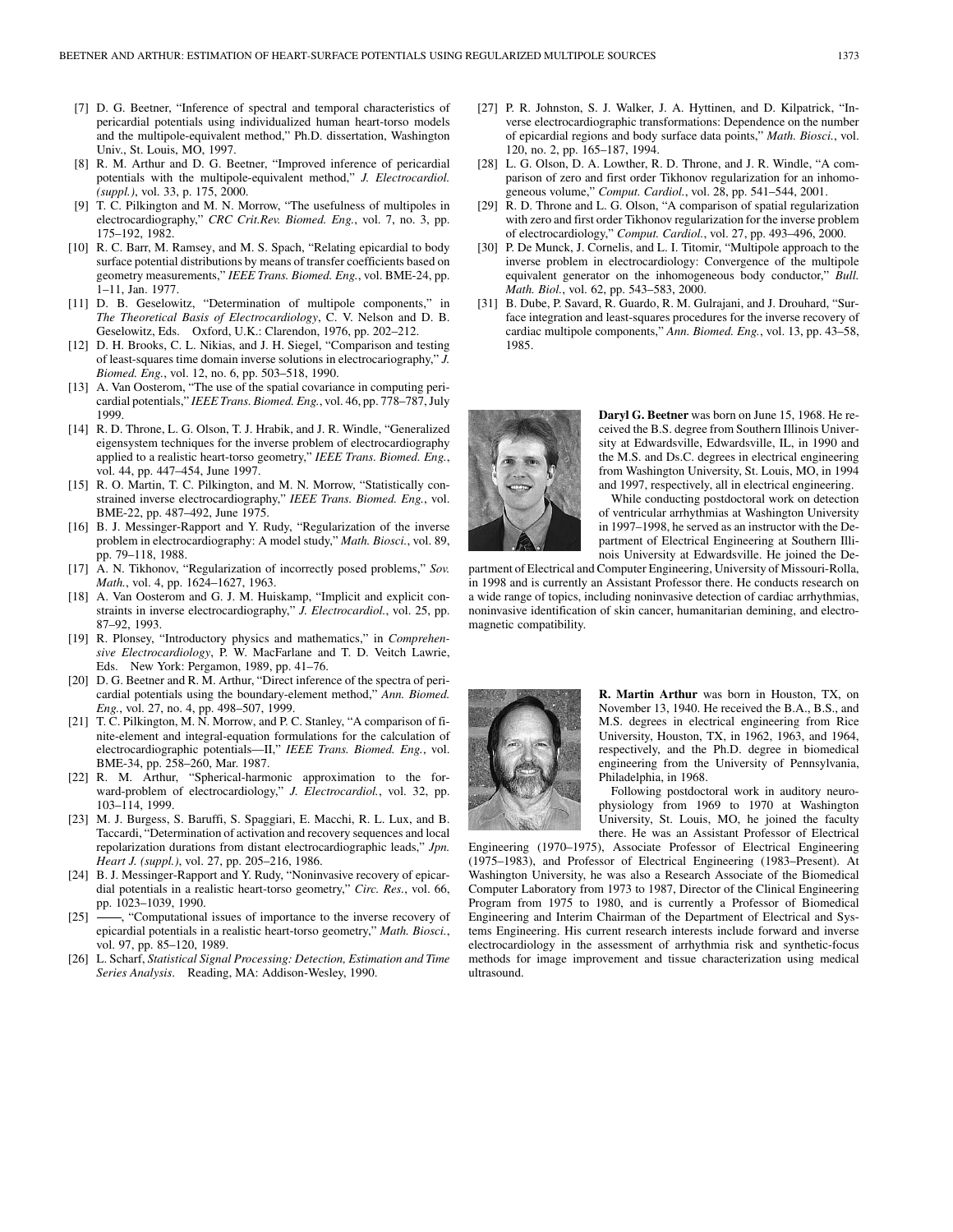[7] D. G. Beetner, "Inference of spectral and temporal characteristics of pericardial potentials using individualized human heart-torso models and the multipole-equivalent method," Ph.D. dissertation, Washington Univ., St. Louis, MO, 1997.

[8] R. M. Arthur and D. G. Beetner, "Improved inference of pericardial potentials with the multipole-equivalent method," *J. Electrocardiol. (suppl.)*, vol. 33, p. 175, 2000.

[9] T. C. Pilkington and M. N. Morrow, "The usefulness of multipoles in electrocardiography," *CRC Crit.Rev. Biomed. Eng.*, vol. 7, no. 3, pp. 175–192, 1982.

[10] R. C. Barr, M. Ramsey, and M. S. Spach, "Relating epicardial to body surface potential distributions by means of transfer coefficients based on geometry measurements," *IEEE Trans. Biomed. Eng.*, vol. BME-24, pp. 1–11, Jan. 1977.

[11] D. B. Geselowitz, "Determination of multipole components," in *The Theoretical Basis of Electrocardiology*, C. V. Nelson and D. B. Geselowitz, Eds. Oxford, U.K.: Clarendon, 1976, pp. 202–212.

[12] D. H. Brooks, C. L. Nikias, and J. H. Siegel, "Comparison and testing of least-squares time domain inverse solutions in electrocariography," *J. Biomed. Eng.*, vol. 12, no. 6, pp. 503–518, 1990.

[13] A. Van Oosterom, "The use of the spatial covariance in computing pericardial potentials," *IEEE Trans. Biomed. Eng.*, vol. 46, pp. 778–787, July 1999.

[14] R. D. Throne, L. G. Olson, T. J. Hrabik, and J. R. Windle, "Generalized eigensystem techniques for the inverse problem of electrocardiography applied to a realistic heart-torso geometry," *IEEE Trans. Biomed. Eng.*, vol. 44, pp. 447–454, June 1997.

[15] R. O. Martin, T. C. Pilkington, and M. N. Morrow, "Statistically constrained inverse electrocardiography," *IEEE Trans. Biomed. Eng.*, vol. BME-22, pp. 487–492, June 1975.

[16] B. J. Messinger-Rapport and Y. Rudy, "Regularization of the inverse problem in electrocardiography: A model study," *Math. Biosci.*, vol. 89, pp. 79–118, 1988.

[17] A. N. Tikhonov, "Regularization of incorrectly posed problems," *Sov. Math.*, vol. 4, pp. 1624–1627, 1963.

[18] A. Van Oosterom and G. J. M. Huiskamp, "Implicit and explicit constraints in inverse electrocardiography," *J. Electrocardiol.*, vol. 25, pp. 87–92, 1993.

[19] R. Plonsey, "Introductory physics and mathematics," in *Comprehensive Electrocardiology*, P. W. MacFarlane and T. D. Veitch Lawrie, Eds. New York: Pergamon, 1989, pp. 41–76.

[20] D. G. Beetner and R. M. Arthur, "Direct inference of the spectra of pericardial potentials using the boundary-element method," *Ann. Biomed. Eng.*, vol. 27, no. 4, pp. 498–507, 1999.

[21] T. C. Pilkington, M. N. Morrow, and P. C. Stanley, "A comparison of finite-element and integral-equation formulations for the calculation of electrocardiographic potentials—II," *IEEE Trans. Biomed. Eng.*, vol. BME-34, pp. 258–260, Mar. 1987.

[22] R. M. Arthur, "Spherical-harmonic approximation to the forward-problem of electrocardiology," *J. Electrocardiol.*, vol. 32, pp. 103–114, 1999.

[23] M. J. Burgess, S. Baruffi, S. Spaggiari, E. Macchi, R. L. Lux, and B. Taccardi, "Determination of activation and recovery sequences and local repolarization durations from distant electrocardiographic leads," *Jpn. Heart J. (suppl.)*, vol. 27, pp. 205–216, 1986.

[24] B. J. Messinger-Rapport and Y. Rudy, "Noninvasive recovery of epicardial potentials in a realistic heart-torso geometry," *Circ. Res.*, vol. 66, pp. 1023–1039, 1990.

[25] ——, "Computational issues of importance to the inverse recovery of epicardial potentials in a realistic heart-torso geometry," *Math. Biosci.*, vol. 97, pp. 85–120, 1989.

[26] L. Scharf, *Statistical Signal Processing: Detection, Estimation and Time Series Analysis*. Reading, MA: Addison-Wesley, 1990.

[27] P. R. Johnston, S. J. Walker, J. A. Hyttinen, and D. Kilpatrick, "Inverse electrocardiographic transformations: Dependence on the number of epicardial regions and body surface data points," *Math. Biosci.*, vol. 120, no. 2, pp. 165–187, 1994.

[28] L. G. Olson, D. A. Lowther, R. D. Throne, and J. R. Windle, "A comparison of zero and first order Tikhonov regularization for an inhomogeneous volume," *Comput. Cardiol.*, vol. 28, pp. 541–544, 2001.

[29] R. D. Throne and L. G. Olson, "A comparison of spatial regularization with zero and first order Tikhonov regularization for the inverse problem of electrocardiology," *Comput. Cardiol.*, vol. 27, pp. 493–496, 2000.

[30] P. De Munck, J. Cornelis, and L. I. Titomir, "Multipole approach to the inverse problem in electrocardiology: Convergence of the multipole equivalent generator on the inhomogeneous body conductor," *Bull. Math. Biol.*, vol. 62, pp. 543–583, 2000.

[31] B. Dube, P. Savard, R. Guardo, R. M. Gulrajani, and J. Drouhard, "Surface integration and least-squares procedures for the inverse recovery of cardiac multipole components," *Ann. Biomed. Eng.*, vol. 13, pp. 43–58, 1985.

**Daryl G. Beetner** was born on June 15, 1968. He received the B.S. degree from Southern Illinois University at Edwardsville, Edwardsville, IL, in 1990 and the M.S. and Ds.C. degrees in electrical engineering from Washington University, St. Louis, MO, in 1994 and 1997, respectively, all in electrical engineering.

While conducting postdoctoral work on detection of ventricular arrhythmias at Washington University in 1997–1998, he served as an instructor with the Department of Electrical Engineering at Southern Illinois University at Edwardsville. He joined the Department of Electrical and Computer Engineering, University of Missouri-Rolla, in 1998 and is currently an Assistant Professor there. He conducts research on a wide range of topics, including noninvasive detection of cardiac arrhythmias, noninvasive identification of skin cancer, humanitarian demining, and electromagnetic compatibility.

**R. Martin Arthur** was born in Houston, TX, on November 13, 1940. He received the B.A., B.S., and M.S. degrees in electrical engineering from Rice University, Houston, TX, in 1962, 1963, and 1964, respectively, and the Ph.D. degree in biomedical engineering from the University of Pennsylvania, Philadelphia, in 1968.

Following postdoctoral work in auditory neurophysiology from 1969 to 1970 at Washington University, St. Louis, MO, he joined the faculty there. He was an Assistant Professor of Electrical Engineering (1970–1975), Associate Professor of Electrical Engineering (1975–1983), and Professor of Electrical Engineering (1983–Present). At Washington University, he was also a Research Associate of the Biomedical Computer Laboratory from 1973 to 1987, Director of the Clinical Engineering Program from 1975 to 1980, and is currently a Professor of Biomedical Engineering and Interim Chairman of the Department of Electrical and Systems Engineering. His current research interests include forward and inverse electrocardiology in the assessment of arrhythmia risk and synthetic-focus methods for image improvement and tissue characterization using medical ultrasound.